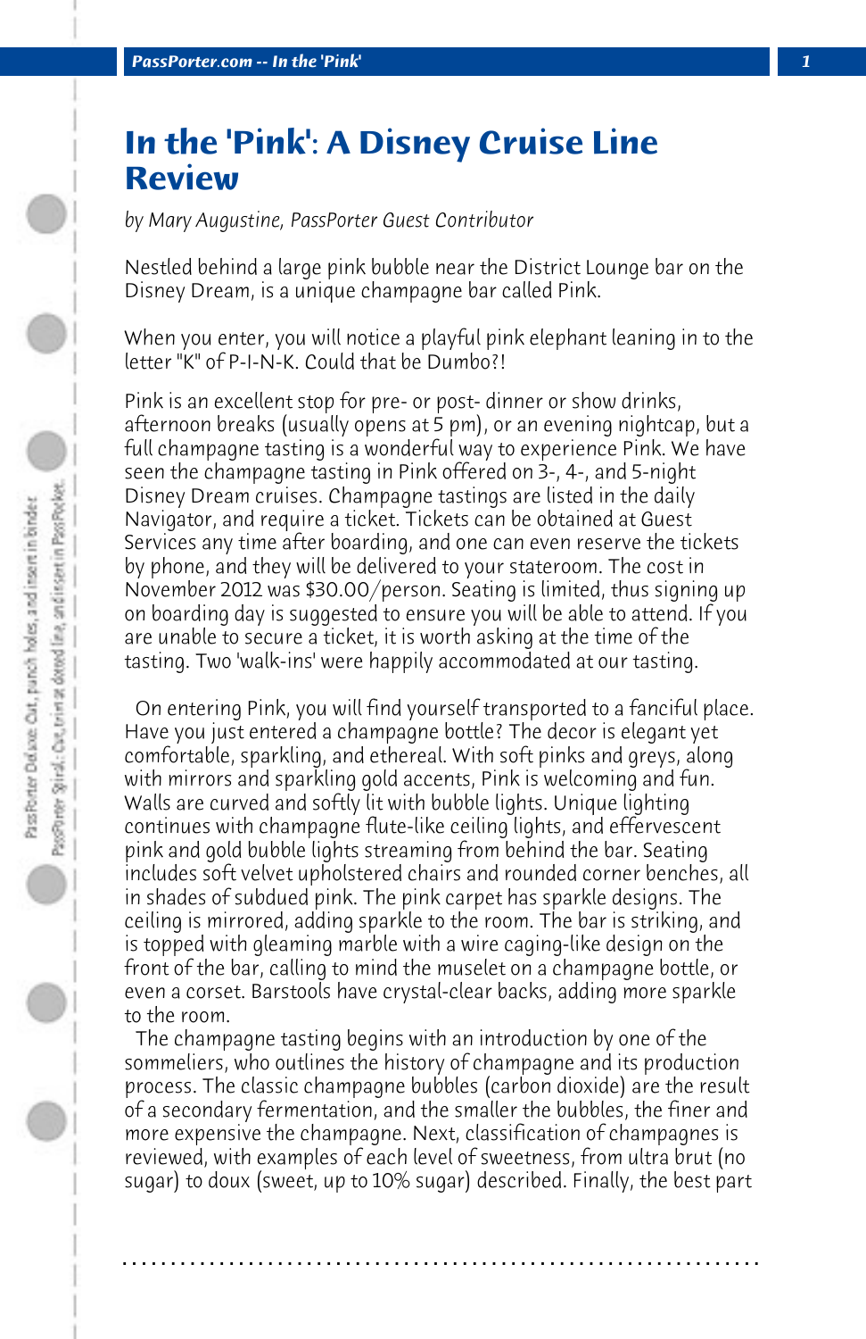# In the 'Pink': A Disney Cruise Line Review

*by Mary Augustine, PassPorter Guest Contributor*

Nestled behind a large pink bubble near the District Lounge bar on the Disney Dream, is a unique champagne bar called Pink.

When you enter, you will notice a playful pink elephant leaning in to the letter "K" of P-I-N-K. Could that be Dumbo?!

Pink is an excellent stop for pre- or post- dinner or show drinks, afternoon breaks (usually opens at 5 pm), or an evening nightcap, but a full champagne tasting is a wonderful way to experience Pink. We have seen the champagne tasting in Pink offered on 3-, 4-, and 5-night Disney Dream cruises. Champagne tastings are listed in the daily Navigator, and require a ticket. Tickets can be obtained at Guest Services any time after boarding, and one can even reserve the tickets by phone, and they will be delivered to your stateroom. The cost in November 2012 was $30.00/person. Seating is limited, thus signing up on boarding day is suggested to ensure you will be able to attend. If you are unable to secure a ticket, it is worth asking at the time of the tasting. Two 'walk-ins' were happily accommodated at our tasting.

On entering Pink, you will find yourself transported to a fanciful place. Have you just entered a champagne bottle? The decor is elegant yet comfortable, sparkling, and ethereal. With soft pinks and greys, along with mirrors and sparkling gold accents, Pink is welcoming and fun. Walls are curved and softly lit with bubble lights. Unique lighting continues with champagne flute-like ceiling lights, and effervescent pink and gold bubble lights streaming from behind the bar. Seating includes soft velvet upholstered chairs and rounded corner benches, all in shades of subdued pink. The pink carpet has sparkle designs. The ceiling is mirrored, adding sparkle to the room. The bar is striking, and is topped with gleaming marble with a wire caging-like design on the front of the bar, calling to mind the muselet on a champagne bottle, or even a corset. Barstools have crystal-clear backs, adding more sparkle to the room.

The champagne tasting begins with an introduction by one of the sommeliers, who outlines the history of champagne and its production process. The classic champagne bubbles (carbon dioxide) are the result of a secondary fermentation, and the smaller the bubbles, the finer and more expensive the champagne. Next, classification of champagnes is reviewed, with examples of each level of sweetness, from ultra brut (no sugar) to doux (sweet, up to 10% sugar) described. Finally, the best part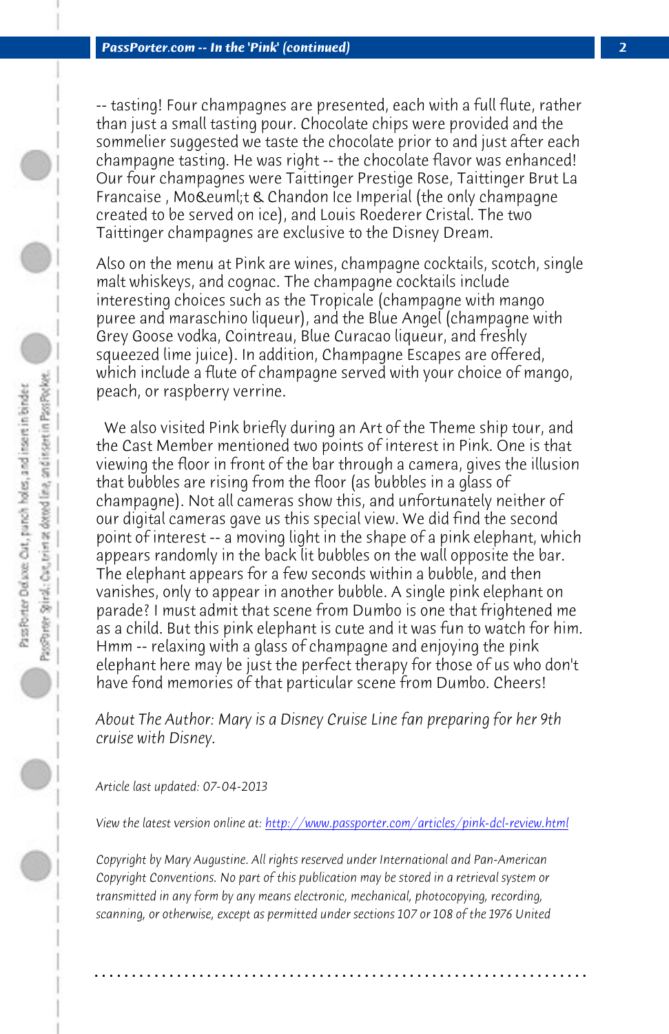-- tasting! Four champagnes are presented, each with a full flute, rather than just a small tasting pour. Chocolate chips were provided and the sommelier suggested we taste the chocolate prior to and just after each champagne tasting. He was right -- the chocolate flavor was enhanced! Our four champagnes were Taittinger Prestige Rose, Taittinger Brut La Francaise , Mo&euml;t & Chandon Ice Imperial (the only champagne created to be served on ice), and Louis Roederer Cristal. The two Taittinger champagnes are exclusive to the Disney Dream.

Also on the menu at Pink are wines, champagne cocktails, scotch, single malt whiskeys, and cognac. The champagne cocktails include interesting choices such as the Tropicale (champagne with mango puree and maraschino liqueur), and the Blue Angel (champagne with Grey Goose vodka, Cointreau, Blue Curacao liqueur, and freshly squeezed lime juice). In addition, Champagne Escapes are offered, which include a flute of champagne served with your choice of mango, peach, or raspberry verrine.

We also visited Pink briefly during an Art of the Theme ship tour, and the Cast Member mentioned two points of interest in Pink. One is that viewing the floor in front of the bar through a camera, gives the illusion that bubbles are rising from the floor (as bubbles in a glass of champagne). Not all cameras show this, and unfortunately neither of our digital cameras gave us this special view. We did find the second point of interest -- a moving light in the shape of a pink elephant, which appears randomly in the back lit bubbles on the wall opposite the bar. The elephant appears for a few seconds within a bubble, and then vanishes, only to appear in another bubble. A single pink elephant on parade? I must admit that scene from Dumbo is one that frightened me as a child. But this pink elephant is cute and it was fun to watch for him. Hmm -- relaxing with a glass of champagne and enjoying the pink elephant here may be just the perfect therapy for those of us who don't have fond memories of that particular scene from Dumbo. Cheers!

*About The Author: Mary is a Disney Cruise Line fan preparing for her 9th cruise with Disney.*

*Article last updated: 07-04-2013*

*View the latest version online at: http://www.passporter.com/articles/pink-dcl-review.html*

*Copyright by Mary Augustine. All rights reserved under International and Pan-American Copyright Conventions. No part of this publication may be stored in a retrieval system or transmitted in any form by any means electronic, mechanical, photocopying, recording, scanning, or otherwise, except as permitted under sections 107 or 108 of the 1976 United*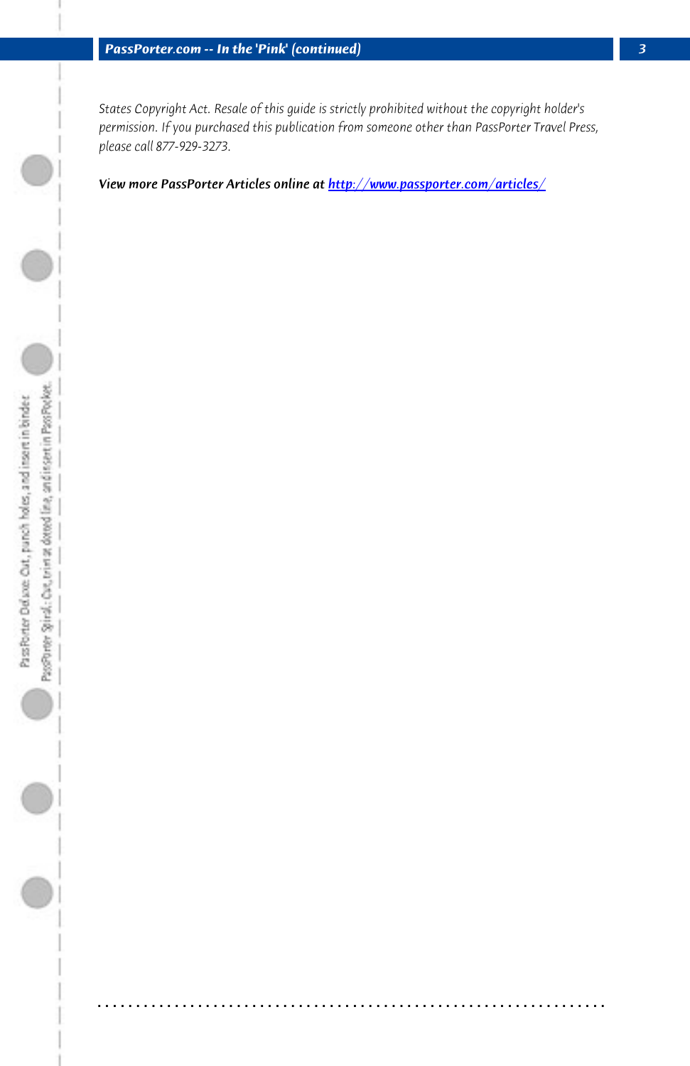*States Copyright Act. Resale of this guide is strictly prohibited without the copyright holder's permission. If you purchased this publication from someone other than PassPorter Travel Press, please call 877-929-3273.*

***View more PassPorter Articles online at http://www.passporter.com/articles/***